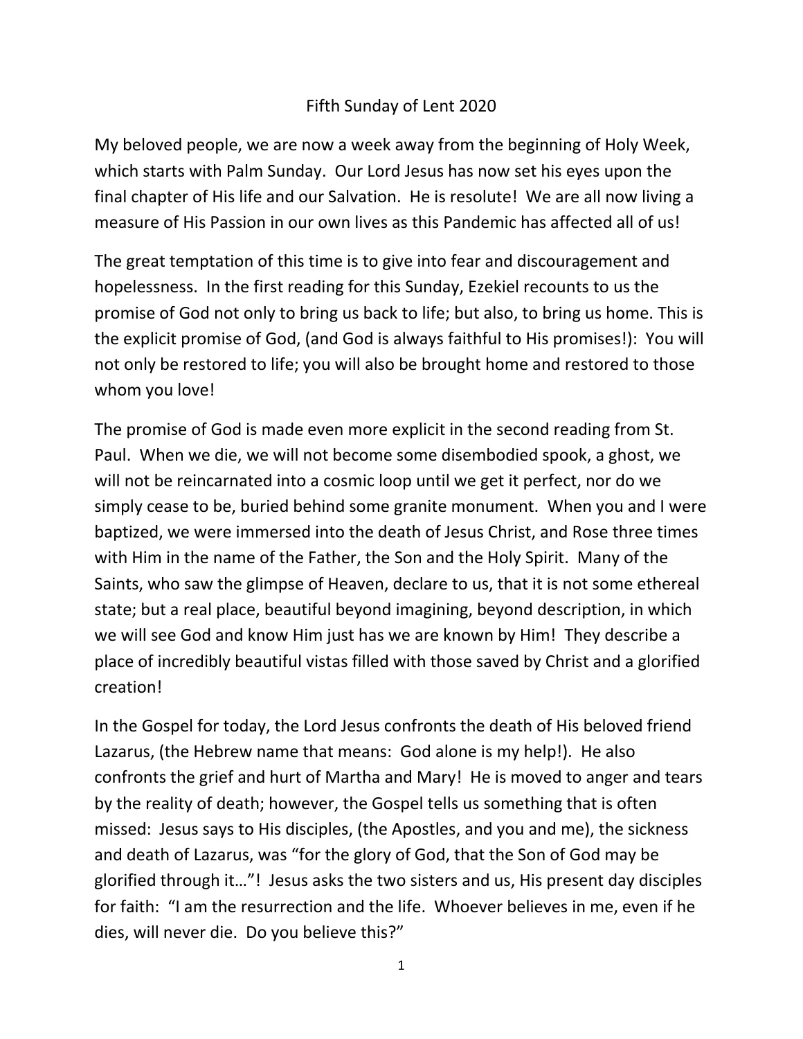# Fifth Sunday of Lent 2020

My beloved people, we are now a week away from the beginning of Holy Week, which starts with Palm Sunday. Our Lord Jesus has now set his eyes upon the final chapter of His life and our Salvation. He is resolute! We are all now living a measure of His Passion in our own lives as this Pandemic has affected all of us!

The great temptation of this time is to give into fear and discouragement and hopelessness. In the first reading for this Sunday, Ezekiel recounts to us the promise of God not only to bring us back to life; but also, to bring us home. This is the explicit promise of God, (and God is always faithful to His promises!): You will not only be restored to life; you will also be brought home and restored to those whom you love!

The promise of God is made even more explicit in the second reading from St. Paul. When we die, we will not become some disembodied spook, a ghost, we will not be reincarnated into a cosmic loop until we get it perfect, nor do we simply cease to be, buried behind some granite monument. When you and I were baptized, we were immersed into the death of Jesus Christ, and Rose three times with Him in the name of the Father, the Son and the Holy Spirit. Many of the Saints, who saw the glimpse of Heaven, declare to us, that it is not some ethereal state; but a real place, beautiful beyond imagining, beyond description, in which we will see God and know Him just has we are known by Him! They describe a place of incredibly beautiful vistas filled with those saved by Christ and a glorified creation!

In the Gospel for today, the Lord Jesus confronts the death of His beloved friend Lazarus, (the Hebrew name that means: God alone is my help!). He also confronts the grief and hurt of Martha and Mary! He is moved to anger and tears by the reality of death; however, the Gospel tells us something that is often missed: Jesus says to His disciples, (the Apostles, and you and me), the sickness and death of Lazarus, was "for the glory of God, that the Son of God may be glorified through it…"! Jesus asks the two sisters and us, His present day disciples for faith: "I am the resurrection and the life. Whoever believes in me, even if he dies, will never die. Do you believe this?"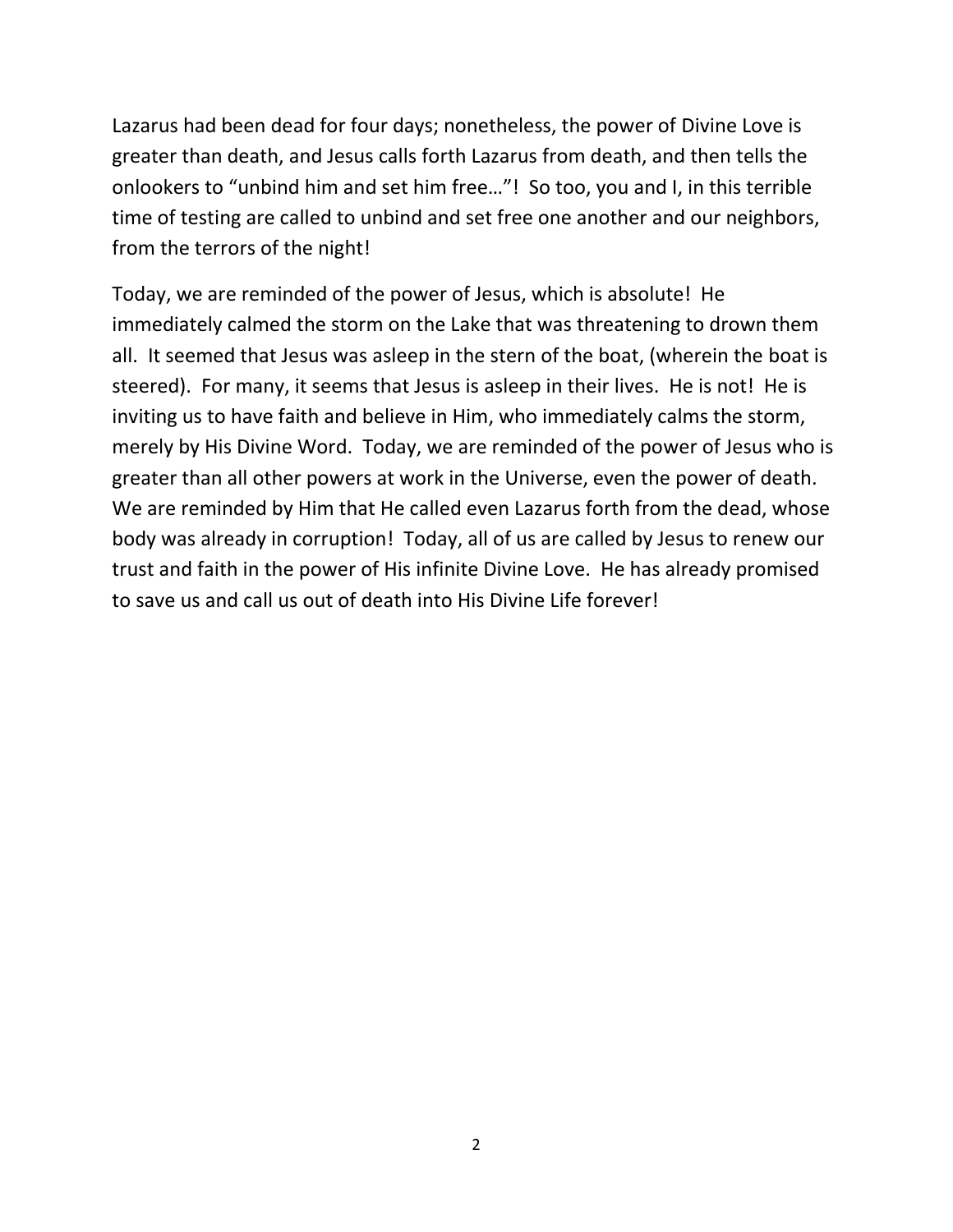Lazarus had been dead for four days; nonetheless, the power of Divine Love is greater than death, and Jesus calls forth Lazarus from death, and then tells the onlookers to "unbind him and set him free…"! So too, you and I, in this terrible time of testing are called to unbind and set free one another and our neighbors, from the terrors of the night!

Today, we are reminded of the power of Jesus, which is absolute! He immediately calmed the storm on the Lake that was threatening to drown them all. It seemed that Jesus was asleep in the stern of the boat, (wherein the boat is steered). For many, it seems that Jesus is asleep in their lives. He is not! He is inviting us to have faith and believe in Him, who immediately calms the storm, merely by His Divine Word. Today, we are reminded of the power of Jesus who is greater than all other powers at work in the Universe, even the power of death. We are reminded by Him that He called even Lazarus forth from the dead, whose body was already in corruption! Today, all of us are called by Jesus to renew our trust and faith in the power of His infinite Divine Love. He has already promised to save us and call us out of death into His Divine Life forever!